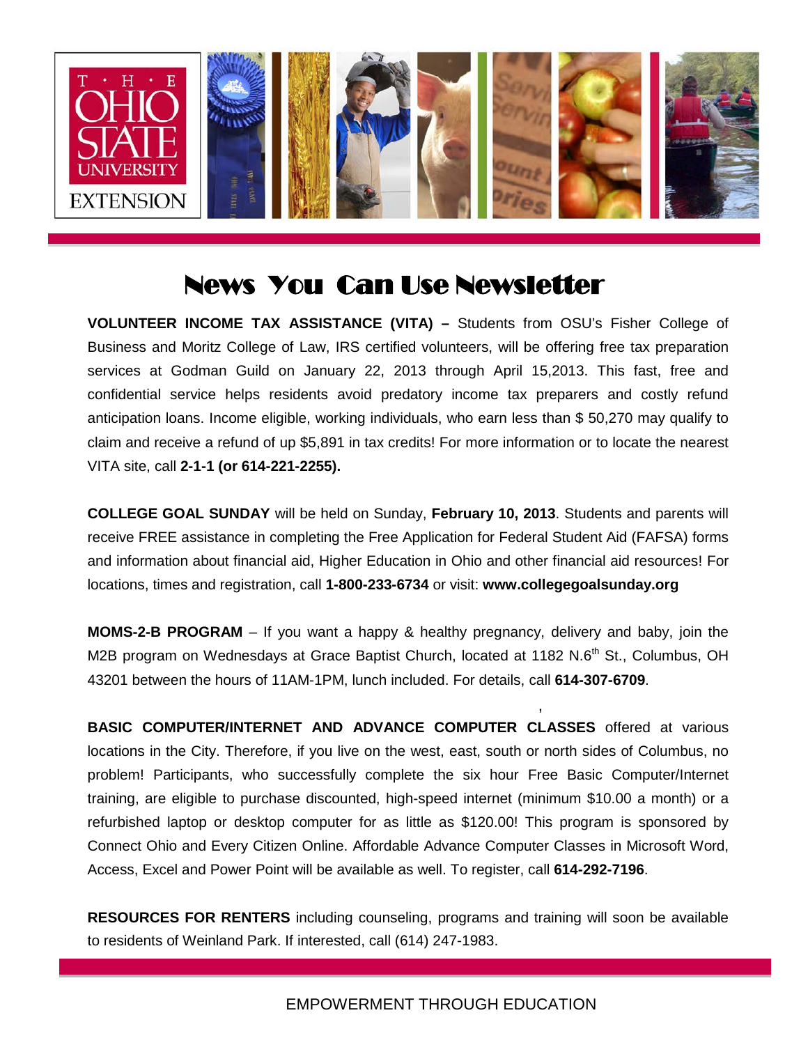# News You Can Use Newsletter

**VOLUNTEER INCOME TAX ASSISTANCE (VITA) –** Students from OSU's Fisher College of Business and Moritz College of Law, IRS certified volunteers, will be offering free tax preparation services at Godman Guild on January 22, 2013 through April 15,2013. This fast, free and confidential service helps residents avoid predatory income tax preparers and costly refund anticipation loans. Income eligible, working individuals, who earn less than $ 50,270 may qualify to claim and receive a refund of up $5,891 in tax credits! For more information or to locate the nearest VITA site, call **2-1-1 (or 614-221-2255).**

**COLLEGE GOAL SUNDAY** will be held on Sunday, **February 10, 2013**. Students and parents will receive FREE assistance in completing the Free Application for Federal Student Aid (FAFSA) forms and information about financial aid, Higher Education in Ohio and other financial aid resources! For locations, times and registration, call **1-800-233-6734** or visit: **www.collegegoalsunday.org**

**MOMS-2-B PROGRAM** – If you want a happy & healthy pregnancy, delivery and baby, join the M2B program on Wednesdays at Grace Baptist Church, located at 1182 N.6th St., Columbus, OH 43201 between the hours of 11AM-1PM, lunch included. For details, call **614-307-6709**.

**BASIC COMPUTER/INTERNET AND ADVANCE COMPUTER CLASSES** offered at various locations in the City. Therefore, if you live on the west, east, south or north sides of Columbus, no problem! Participants, who successfully complete the six hour Free Basic Computer/Internet training, are eligible to purchase discounted, high-speed internet (minimum $10.00 a month) or a refurbished laptop or desktop computer for as little as $120.00! This program is sponsored by Connect Ohio and Every Citizen Online. Affordable Advance Computer Classes in Microsoft Word, Access, Excel and Power Point will be available as well. To register, call **614-292-7196**.

**RESOURCES FOR RENTERS** including counseling, programs and training will soon be available to residents of Weinland Park. If interested, call (614) 247-1983.

EMPOWERMENT THROUGH EDUCATION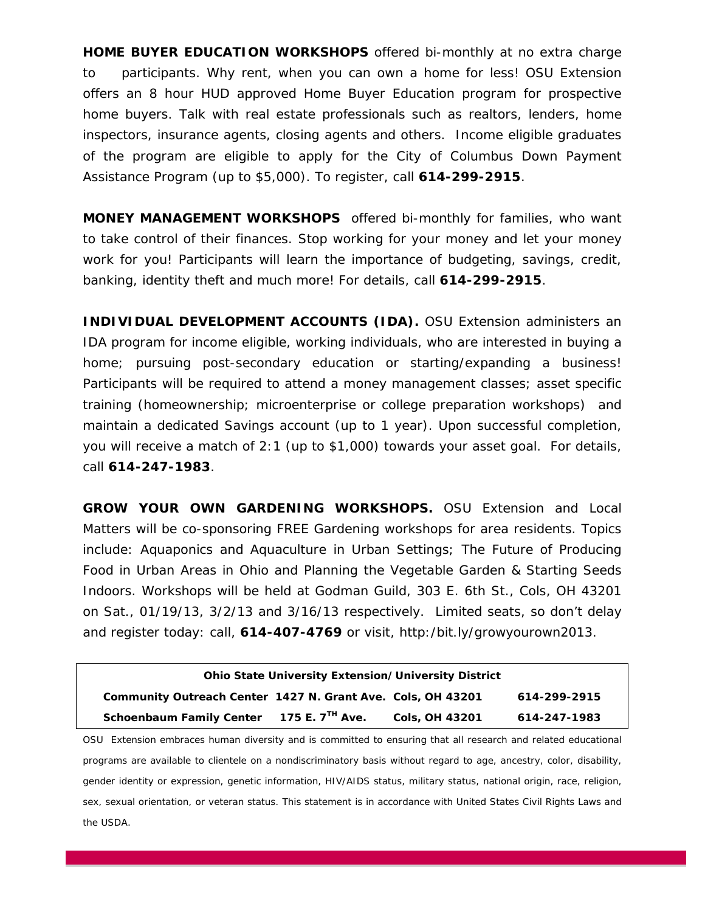**HOME BUYER EDUCATION WORKSHOPS** offered bi-monthly at no extra charge to participants. Why rent, when you can own a home for less! OSU Extension offers an 8 hour HUD approved Home Buyer Education program for prospective home buyers. Talk with real estate professionals such as realtors, lenders, home inspectors, insurance agents, closing agents and others. Income eligible graduates of the program are eligible to apply for the City of Columbus Down Payment Assistance Program (up to $5,000). To register, call **614-299-2915**.

**MONEY MANAGEMENT WORKSHOPS** offered bi-monthly for families, who want to take control of their finances. Stop working for your money and let your money work for you! Participants will learn the importance of budgeting, savings, credit, banking, identity theft and much more! For details, call **614-299-2915**.

**INDIVIDUAL DEVELOPMENT ACCOUNTS (IDA).** OSU Extension administers an IDA program for income eligible, working individuals, who are interested in buying a home; pursuing post-secondary education or starting/expanding a business! Participants will be required to attend a money management classes; asset specific training (homeownership; microenterprise or college preparation workshops) and maintain a dedicated Savings account (up to 1 year). Upon successful completion, you will receive a match of 2:1 (up to $1,000) towards your asset goal. For details, call **614-247-1983**.

**GROW YOUR OWN GARDENING WORKSHOPS.** OSU Extension and Local Matters will be co-sponsoring FREE Gardening workshops for area residents. Topics include: Aquaponics and Aquaculture in Urban Settings; The Future of Producing Food in Urban Areas in Ohio and Planning the Vegetable Garden & Starting Seeds Indoors. Workshops will be held at Godman Guild, 303 E. 6th St., Cols, OH 43201 on Sat., 01/19/13, 3/2/13 and 3/16/13 respectively. Limited seats, so don't delay and register today: call, **614-407-4769** or visit, http:/bit.ly/growyourown2013.

| **Ohio State University Extension/University District** | | | |
|---|---|---|---|
| **Community Outreach Center** | **1427 N. Grant Ave.** | **Cols, OH 43201** | **614-299-2915** |
| **Schoenbaum Family Center** | **175 E. 7TH Ave.** | **Cols, OH 43201** | **614-247-1983** |

OSU Extension embraces human diversity and is committed to ensuring that all research and related educational programs are available to clientele on a nondiscriminatory basis without regard to age, ancestry, color, disability, gender identity or expression, genetic information, HIV/AIDS status, military status, national origin, race, religion, sex, sexual orientation, or veteran status. This statement is in accordance with United States Civil Rights Laws and the USDA.